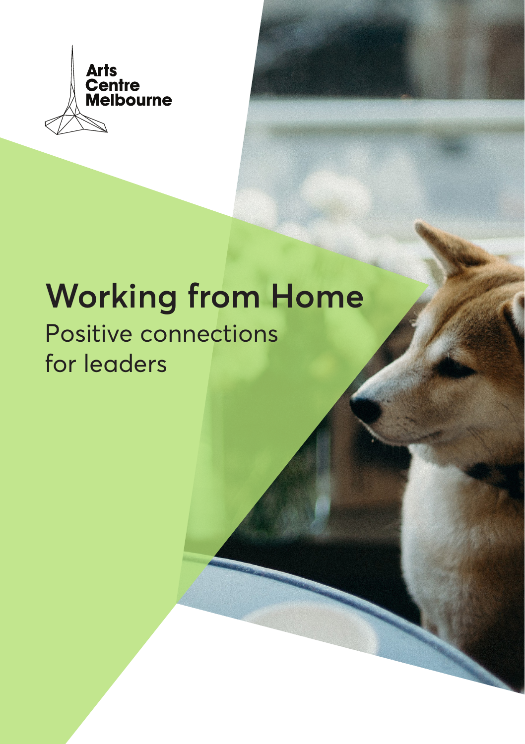Arts Centre Melbourne

# Working from Home

## Positive connections for leaders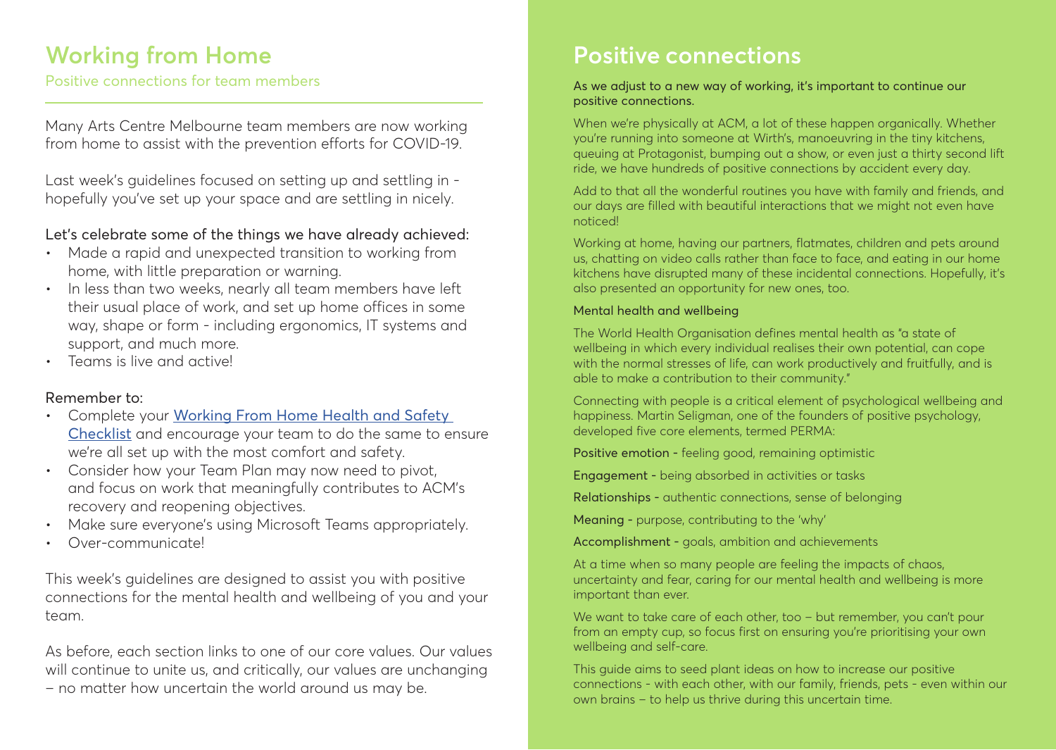# Working from Home

Positive connections for team members

Many Arts Centre Melbourne team members are now working from home to assist with the prevention efforts for COVID-19.

Last week's guidelines focused on setting up and settling in - hopefully you've set up your space and are settling in nicely.

Let's celebrate some of the things we have already achieved:

- Made a rapid and unexpected transition to working from home, with little preparation or warning.
- In less than two weeks, nearly all team members have left their usual place of work, and set up home offices in some way, shape or form - including ergonomics, IT systems and support, and much more.
- Teams is live and active!

Remember to:

- Complete your [Working From Home Health and Safety Checklist] and encourage your team to do the same to ensure we're all set up with the most comfort and safety.
- Consider how your Team Plan may now need to pivot, and focus on work that meaningfully contributes to ACM's recovery and reopening objectives.
- Make sure everyone's using Microsoft Teams appropriately.
- Over-communicate!

This week's guidelines are designed to assist you with positive connections for the mental health and wellbeing of you and your team.

As before, each section links to one of our core values. Our values will continue to unite us, and critically, our values are unchanging – no matter how uncertain the world around us may be.

# Positive connections

As we adjust to a new way of working, it's important to continue our positive connections.

When we're physically at ACM, a lot of these happen organically. Whether you're running into someone at Wirth's, manoeuvring in the tiny kitchens, queuing at Protagonist, bumping out a show, or even just a thirty second lift ride, we have hundreds of positive connections by accident every day.

Add to that all the wonderful routines you have with family and friends, and our days are filled with beautiful interactions that we might not even have noticed!

Working at home, having our partners, flatmates, children and pets around us, chatting on video calls rather than face to face, and eating in our home kitchens have disrupted many of these incidental connections. Hopefully, it's also presented an opportunity for new ones, too.

## Mental health and wellbeing

The World Health Organisation defines mental health as "a state of wellbeing in which every individual realises their own potential, can cope with the normal stresses of life, can work productively and fruitfully, and is able to make a contribution to their community."

Connecting with people is a critical element of psychological wellbeing and happiness. Martin Seligman, one of the founders of positive psychology, developed five core elements, termed PERMA:

Positive emotion - feeling good, remaining optimistic

Engagement - being absorbed in activities or tasks

Relationships - authentic connections, sense of belonging

Meaning - purpose, contributing to the 'why'

Accomplishment - goals, ambition and achievements

At a time when so many people are feeling the impacts of chaos, uncertainty and fear, caring for our mental health and wellbeing is more important than ever.

We want to take care of each other, too – but remember, you can't pour from an empty cup, so focus first on ensuring you're prioritising your own wellbeing and self-care.

This guide aims to seed plant ideas on how to increase our positive connections - with each other, with our family, friends, pets - even within our own brains – to help us thrive during this uncertain time.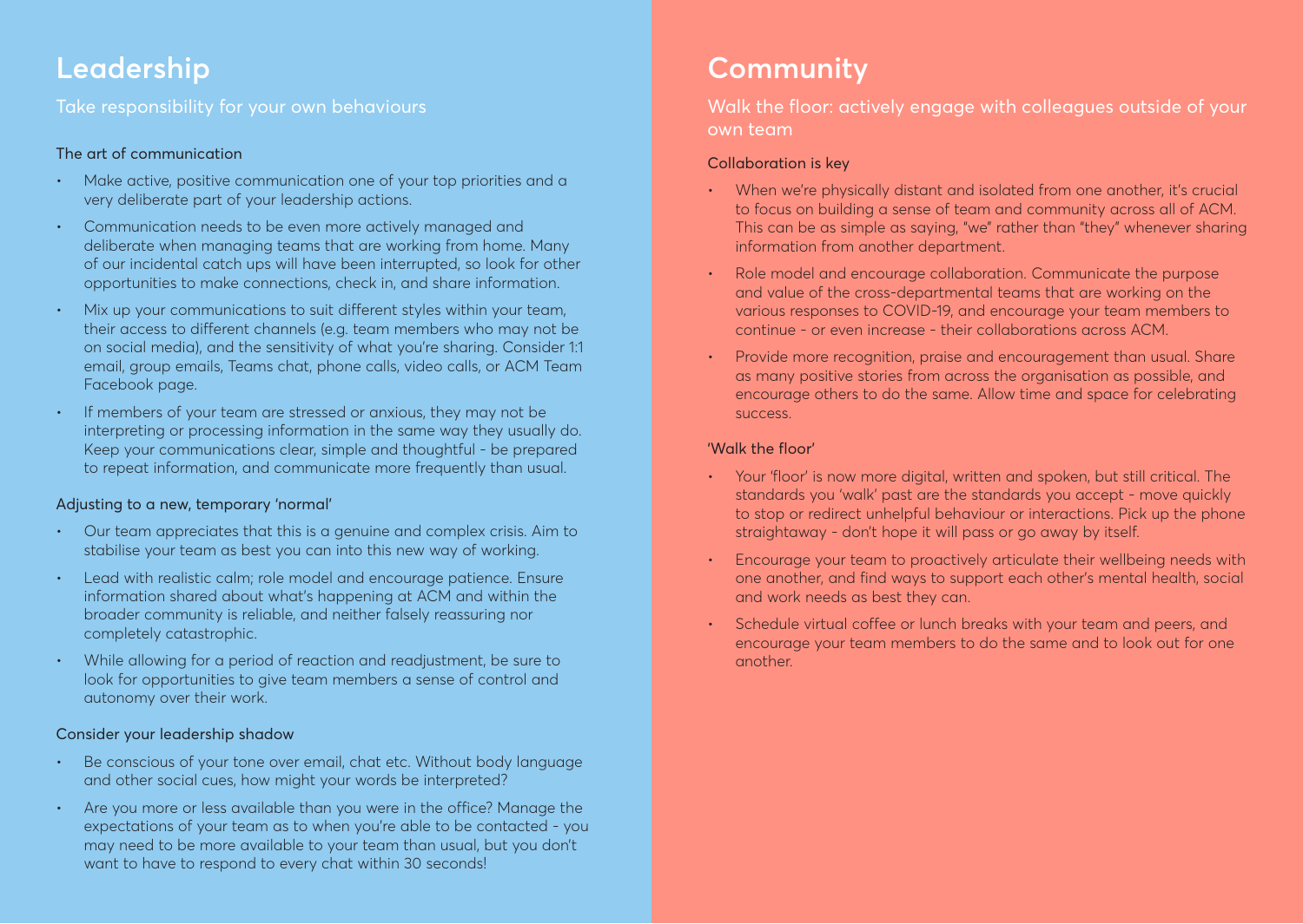# Leadership

Take responsibility for your own behaviours

### The art of communication

- Make active, positive communication one of your top priorities and a very deliberate part of your leadership actions.
- Communication needs to be even more actively managed and deliberate when managing teams that are working from home. Many of our incidental catch ups will have been interrupted, so look for other opportunities to make connections, check in, and share information.
- Mix up your communications to suit different styles within your team, their access to different channels (e.g. team members who may not be on social media), and the sensitivity of what you're sharing. Consider 1:1 email, group emails, Teams chat, phone calls, video calls, or ACM Team Facebook page.
- If members of your team are stressed or anxious, they may not be interpreting or processing information in the same way they usually do. Keep your communications clear, simple and thoughtful - be prepared to repeat information, and communicate more frequently than usual.

### Adjusting to a new, temporary 'normal'

- Our team appreciates that this is a genuine and complex crisis. Aim to stabilise your team as best you can into this new way of working.
- Lead with realistic calm; role model and encourage patience. Ensure information shared about what's happening at ACM and within the broader community is reliable, and neither falsely reassuring nor completely catastrophic.
- While allowing for a period of reaction and readjustment, be sure to look for opportunities to give team members a sense of control and autonomy over their work.

### Consider your leadership shadow

- Be conscious of your tone over email, chat etc. Without body language and other social cues, how might your words be interpreted?
- Are you more or less available than you were in the office? Manage the expectations of your team as to when you're able to be contacted - you may need to be more available to your team than usual, but you don't want to have to respond to every chat within 30 seconds!

# Community

Walk the floor: actively engage with colleagues outside of your own team

### Collaboration is key

- When we're physically distant and isolated from one another, it's crucial to focus on building a sense of team and community across all of ACM. This can be as simple as saying, "we" rather than "they" whenever sharing information from another department.
- Role model and encourage collaboration. Communicate the purpose and value of the cross-departmental teams that are working on the various responses to COVID-19, and encourage your team members to continue - or even increase - their collaborations across ACM.
- Provide more recognition, praise and encouragement than usual. Share as many positive stories from across the organisation as possible, and encourage others to do the same. Allow time and space for celebrating success.

### 'Walk the floor'

- Your 'floor' is now more digital, written and spoken, but still critical. The standards you 'walk' past are the standards you accept - move quickly to stop or redirect unhelpful behaviour or interactions. Pick up the phone straightaway - don't hope it will pass or go away by itself.
- Encourage your team to proactively articulate their wellbeing needs with one another, and find ways to support each other's mental health, social and work needs as best they can.
- Schedule virtual coffee or lunch breaks with your team and peers, and encourage your team members to do the same and to look out for one another.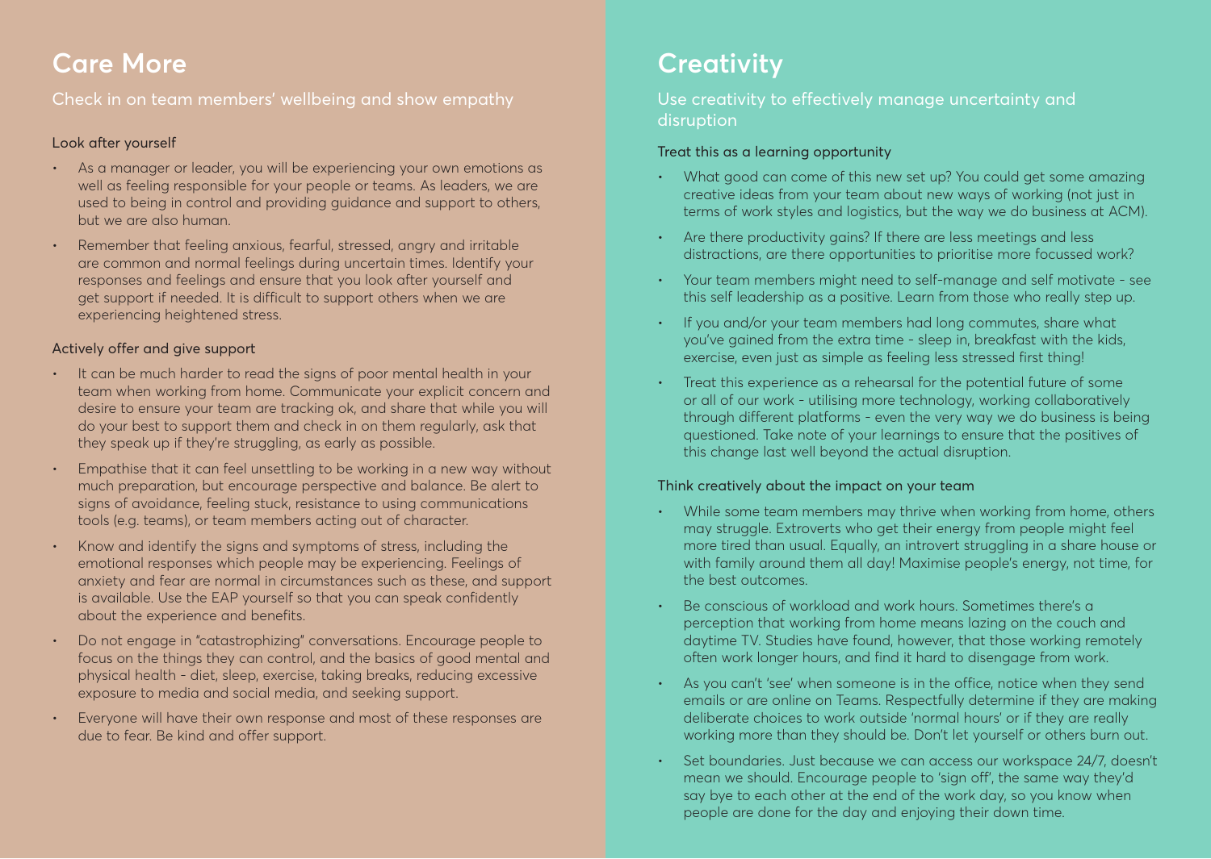## Care More

Check in on team members' wellbeing and show empathy

### Look after yourself

- As a manager or leader, you will be experiencing your own emotions as well as feeling responsible for your people or teams. As leaders, we are used to being in control and providing guidance and support to others, but we are also human.
- Remember that feeling anxious, fearful, stressed, angry and irritable are common and normal feelings during uncertain times. Identify your responses and feelings and ensure that you look after yourself and get support if needed. It is difficult to support others when we are experiencing heightened stress.

### Actively offer and give support

- It can be much harder to read the signs of poor mental health in your team when working from home. Communicate your explicit concern and desire to ensure your team are tracking ok, and share that while you will do your best to support them and check in on them regularly, ask that they speak up if they're struggling, as early as possible.
- Empathise that it can feel unsettling to be working in a new way without much preparation, but encourage perspective and balance. Be alert to signs of avoidance, feeling stuck, resistance to using communications tools (e.g. teams), or team members acting out of character.
- Know and identify the signs and symptoms of stress, including the emotional responses which people may be experiencing. Feelings of anxiety and fear are normal in circumstances such as these, and support is available. Use the EAP yourself so that you can speak confidently about the experience and benefits.
- Do not engage in "catastrophizing" conversations. Encourage people to focus on the things they can control, and the basics of good mental and physical health - diet, sleep, exercise, taking breaks, reducing excessive exposure to media and social media, and seeking support.
- Everyone will have their own response and most of these responses are due to fear. Be kind and offer support.

## Creativity

Use creativity to effectively manage uncertainty and disruption

### Treat this as a learning opportunity

- What good can come of this new set up? You could get some amazing creative ideas from your team about new ways of working (not just in terms of work styles and logistics, but the way we do business at ACM).
- Are there productivity gains? If there are less meetings and less distractions, are there opportunities to prioritise more focussed work?
- Your team members might need to self-manage and self motivate - see this self leadership as a positive. Learn from those who really step up.
- If you and/or your team members had long commutes, share what you've gained from the extra time - sleep in, breakfast with the kids, exercise, even just as simple as feeling less stressed first thing!
- Treat this experience as a rehearsal for the potential future of some or all of our work - utilising more technology, working collaboratively through different platforms - even the very way we do business is being questioned. Take note of your learnings to ensure that the positives of this change last well beyond the actual disruption.

### Think creatively about the impact on your team

- While some team members may thrive when working from home, others may struggle. Extroverts who get their energy from people might feel more tired than usual. Equally, an introvert struggling in a share house or with family around them all day! Maximise people's energy, not time, for the best outcomes.
- Be conscious of workload and work hours. Sometimes there's a perception that working from home means lazing on the couch and daytime TV. Studies have found, however, that those working remotely often work longer hours, and find it hard to disengage from work.
- As you can't 'see' when someone is in the office, notice when they send emails or are online on Teams. Respectfully determine if they are making deliberate choices to work outside 'normal hours' or if they are really working more than they should be. Don't let yourself or others burn out.
- Set boundaries. Just because we can access our workspace 24/7, doesn't mean we should. Encourage people to 'sign off', the same way they'd say bye to each other at the end of the work day, so you know when people are done for the day and enjoying their down time.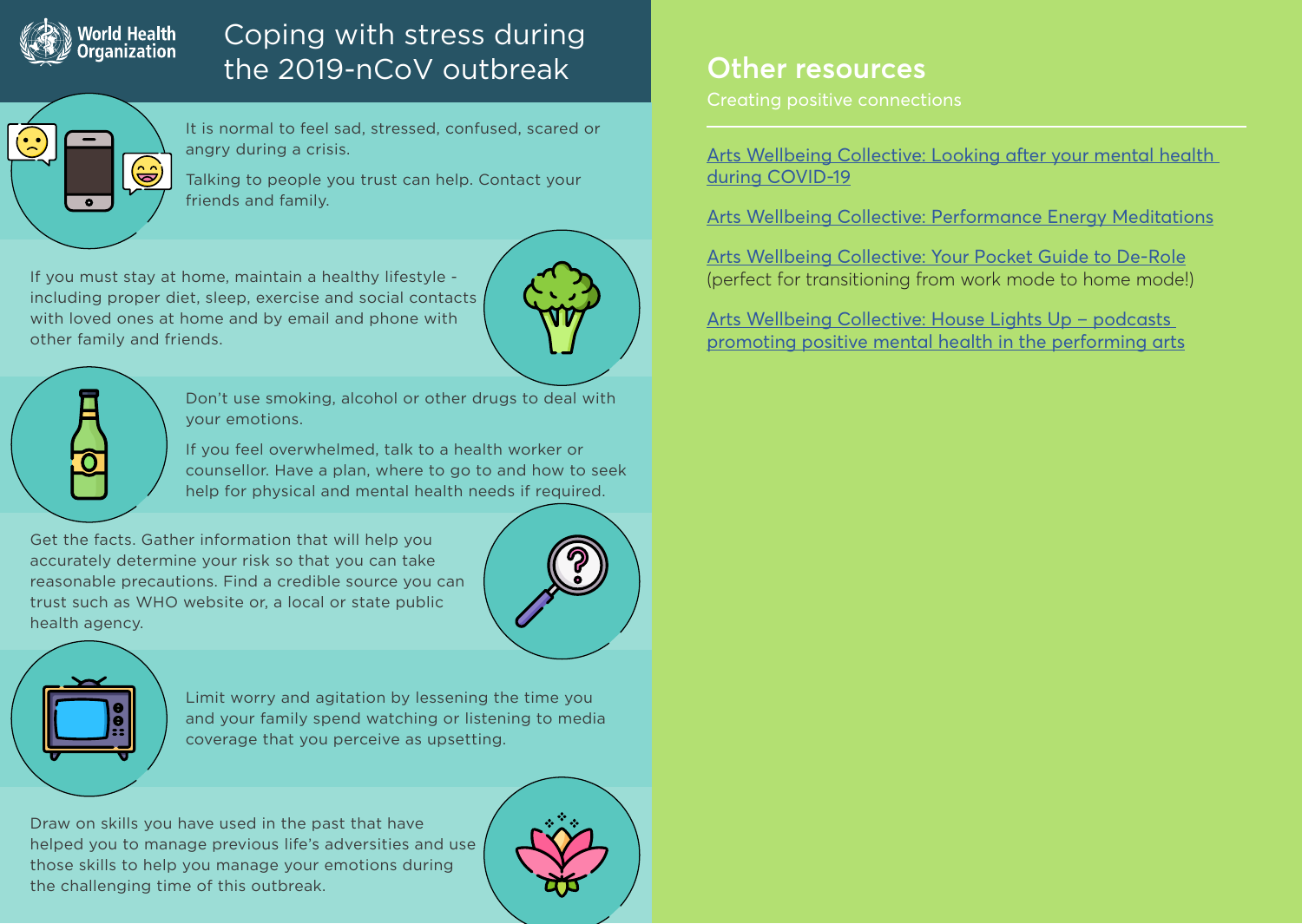World Health Organization

# Coping with stress during the 2019-nCoV outbreak

It is normal to feel sad, stressed, confused, scared or angry during a crisis.

Talking to people you trust can help. Contact your friends and family.

If you must stay at home, maintain a healthy lifestyle - including proper diet, sleep, exercise and social contacts with loved ones at home and by email and phone with other family and friends.

Don't use smoking, alcohol or other drugs to deal with your emotions.

If you feel overwhelmed, talk to a health worker or counsellor. Have a plan, where to go to and how to seek help for physical and mental health needs if required.

Get the facts. Gather information that will help you accurately determine your risk so that you can take reasonable precautions. Find a credible source you can trust such as WHO website or, a local or state public health agency.

Limit worry and agitation by lessening the time you and your family spend watching or listening to media coverage that you perceive as upsetting.

Draw on skills you have used in the past that have helped you to manage previous life's adversities and use those skills to help you manage your emotions during the challenging time of this outbreak.

## Other resources

Creating positive connections

Arts Wellbeing Collective: Looking after your mental health during COVID-19

Arts Wellbeing Collective: Performance Energy Meditations

Arts Wellbeing Collective: Your Pocket Guide to De-Role (perfect for transitioning from work mode to home mode!)

Arts Wellbeing Collective: House Lights Up – podcasts promoting positive mental health in the performing arts